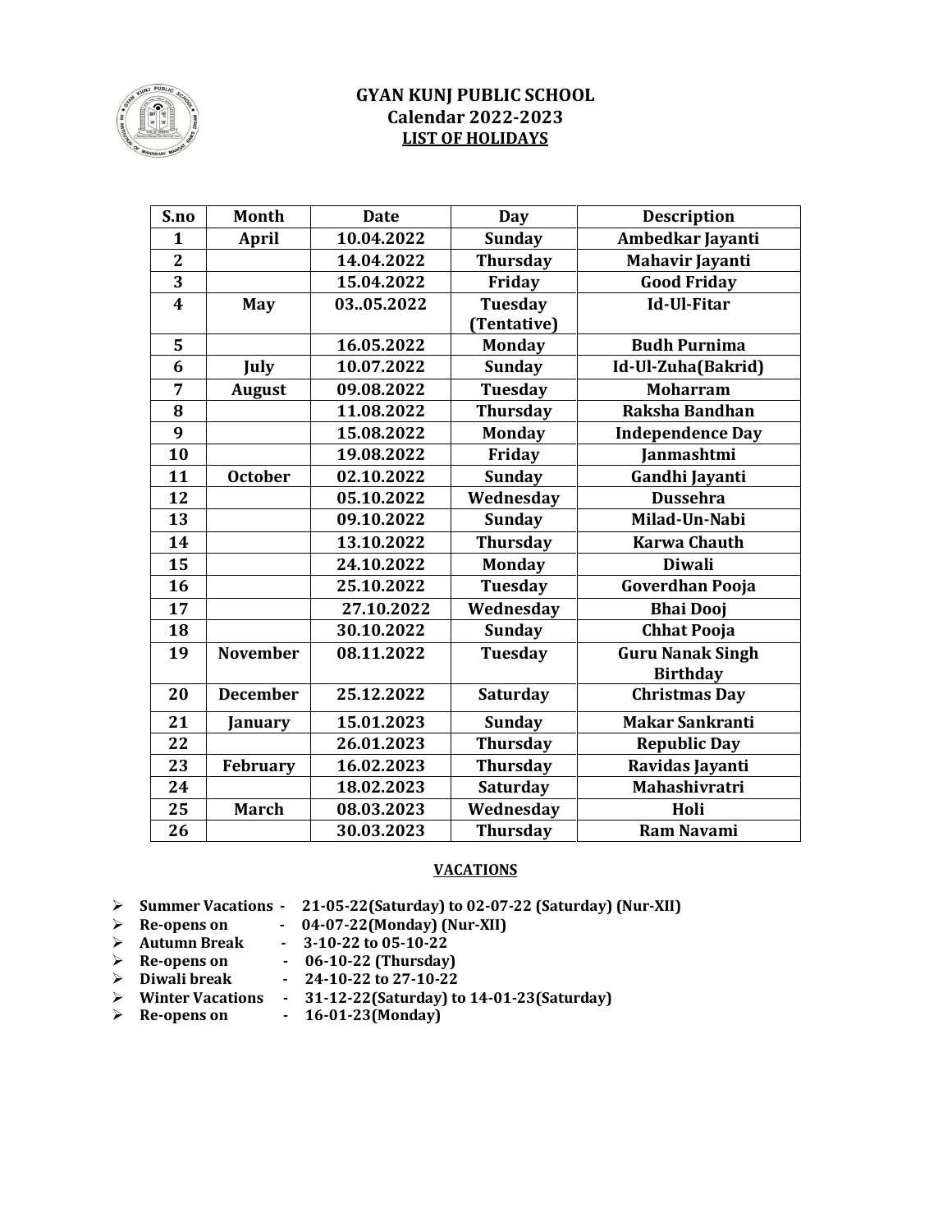# GYAN KUNJ PUBLIC SCHOOL
## Calendar 2022-2023
### LIST OF HOLIDAYS

| S.no | Month | Date | Day | Description |
|---|---|---|---|---|
| 1 | April | 10.04.2022 | Sunday | Ambedkar Jayanti |
| 2 | | 14.04.2022 | Thursday | Mahavir Jayanti |
| 3 | | 15.04.2022 | Friday | Good Friday |
| 4 | May | 03..05.2022 | Tuesday (Tentative) | Id-Ul-Fitar |
| 5 | | 16.05.2022 | Monday | Budh Purnima |
| 6 | July | 10.07.2022 | Sunday | Id-Ul-Zuha(Bakrid) |
| 7 | August | 09.08.2022 | Tuesday | Moharram |
| 8 | | 11.08.2022 | Thursday | Raksha Bandhan |
| 9 | | 15.08.2022 | Monday | Independence Day |
| 10 | | 19.08.2022 | Friday | Janmashtmi |
| 11 | October | 02.10.2022 | Sunday | Gandhi Jayanti |
| 12 | | 05.10.2022 | Wednesday | Dussehra |
| 13 | | 09.10.2022 | Sunday | Milad-Un-Nabi |
| 14 | | 13.10.2022 | Thursday | Karwa Chauth |
| 15 | | 24.10.2022 | Monday | Diwali |
| 16 | | 25.10.2022 | Tuesday | Goverdhan Pooja |
| 17 | | 27.10.2022 | Wednesday | Bhai Dooj |
| 18 | | 30.10.2022 | Sunday | Chhat Pooja |
| 19 | November | 08.11.2022 | Tuesday | Guru Nanak Singh Birthday |
| 20 | December | 25.12.2022 | Saturday | Christmas Day |
| 21 | January | 15.01.2023 | Sunday | Makar Sankranti |
| 22 | | 26.01.2023 | Thursday | Republic Day |
| 23 | February | 16.02.2023 | Thursday | Ravidas Jayanti |
| 24 | | 18.02.2023 | Saturday | Mahashivratri |
| 25 | March | 08.03.2023 | Wednesday | Holi |
| 26 | | 30.03.2023 | Thursday | Ram Navami |

### VACATIONS

- **Summer Vacations - 21-05-22(Saturday) to 02-07-22 (Saturday) (Nur-XII)**
- **Re-opens on - 04-07-22(Monday) (Nur-XII)**
- **Autumn Break - 3-10-22 to 05-10-22**
- **Re-opens on - 06-10-22 (Thursday)**
- **Diwali break - 24-10-22 to 27-10-22**
- **Winter Vacations - 31-12-22(Saturday) to 14-01-23(Saturday)**
- **Re-opens on - 16-01-23(Monday)**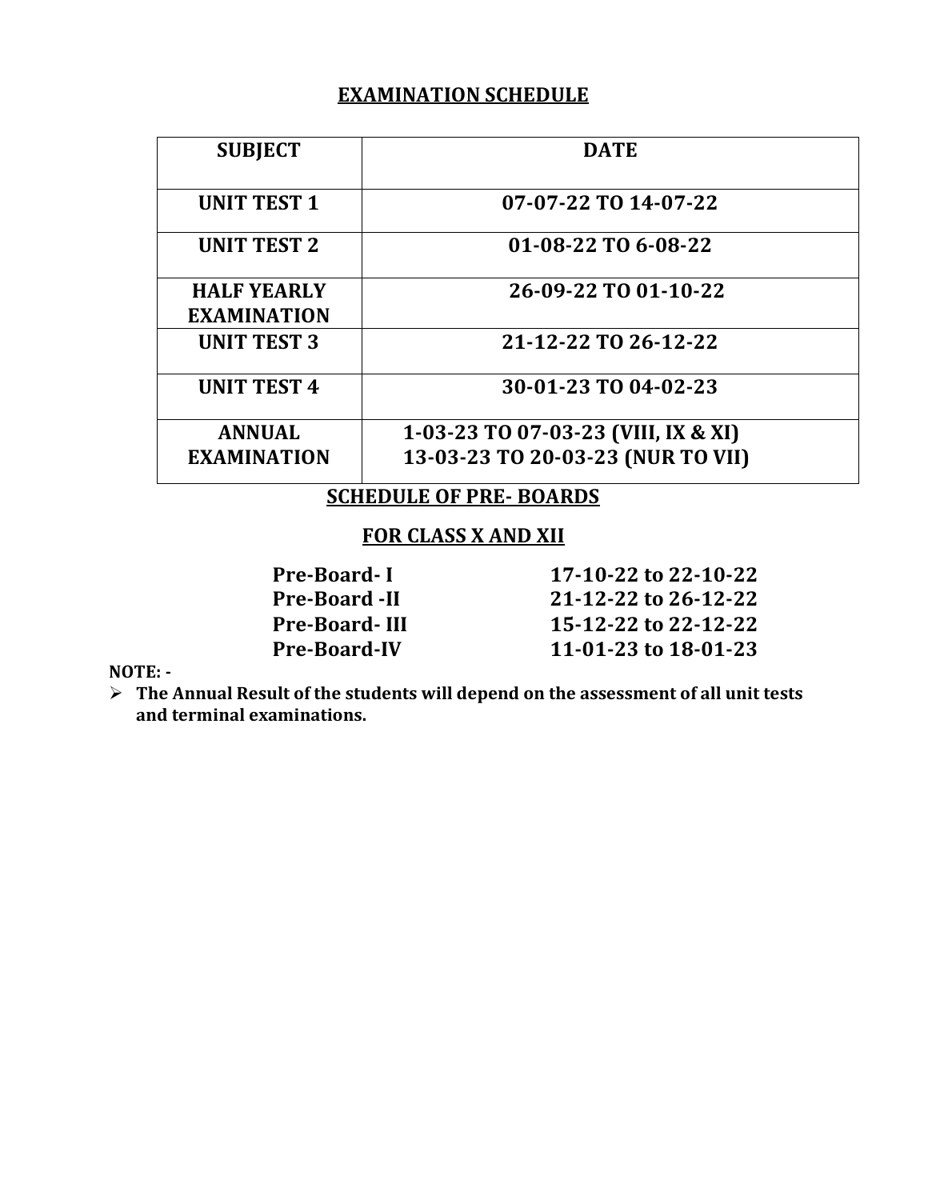## EXAMINATION SCHEDULE

| SUBJECT | DATE |
|---|---|
| UNIT TEST 1 | 07-07-22 TO 14-07-22 |
| UNIT TEST 2 | 01-08-22 TO 6-08-22 |
| HALF YEARLY EXAMINATION | 26-09-22 TO 01-10-22 |
| UNIT TEST 3 | 21-12-22 TO 26-12-22 |
| UNIT TEST 4 | 30-01-23 TO 04-02-23 |
| ANNUAL EXAMINATION | 1-03-23 TO 07-03-23 (VIII, IX & XI)<br>13-03-23 TO 20-03-23 (NUR TO VII) |

## SCHEDULE OF PRE- BOARDS

## FOR CLASS X AND XII

| | |
|---|---|
| **Pre-Board- I** | **17-10-22 to 22-10-22** |
| **Pre-Board -II** | **21-12-22 to 26-12-22** |
| **Pre-Board- III** | **15-12-22 to 22-12-22** |
| **Pre-Board-IV** | **11-01-23 to 18-01-23** |

**NOTE: -**

- **The Annual Result of the students will depend on the assessment of all unit tests and terminal examinations.**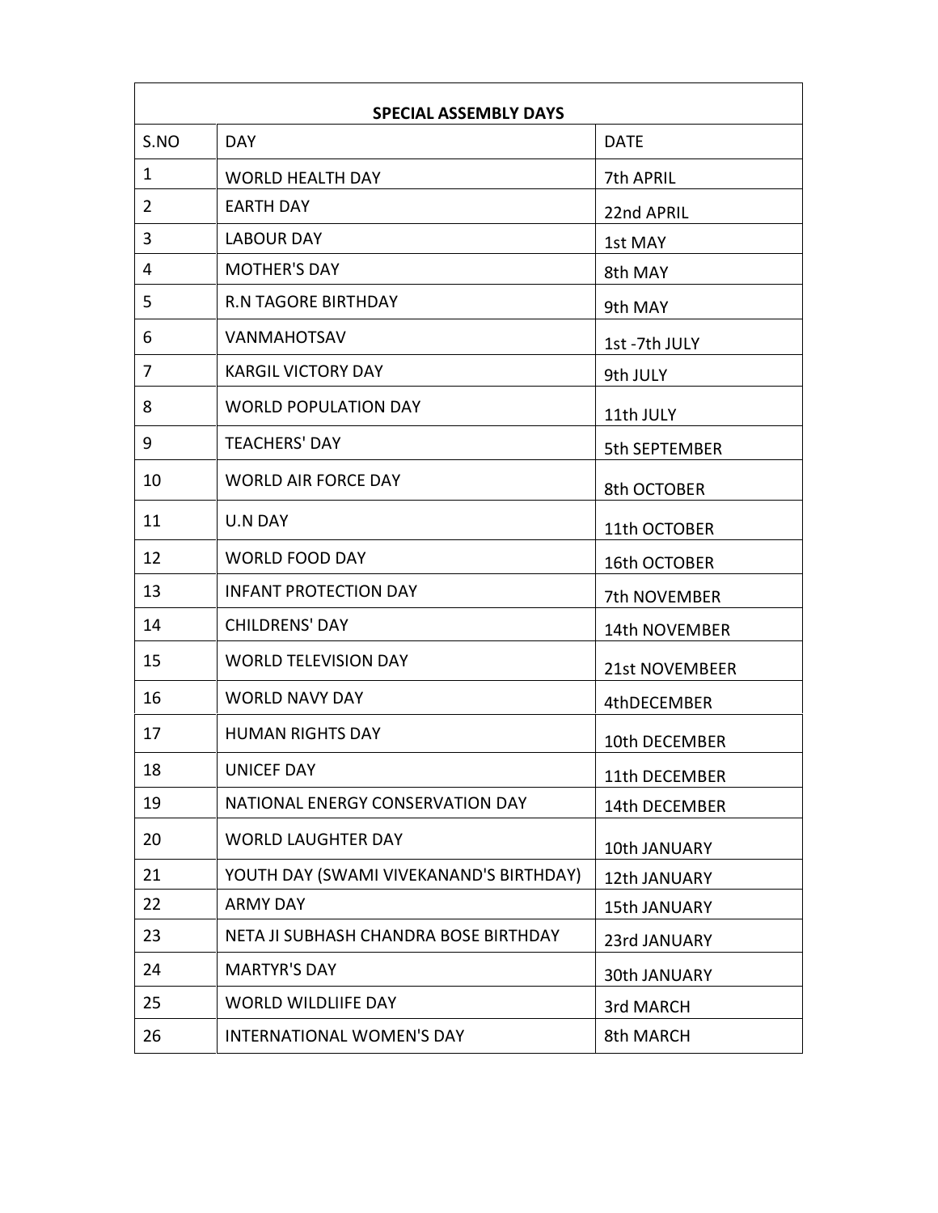| SPECIAL ASSEMBLY DAYS | | |
|---|---|---|
| S.NO | DAY | DATE |
| 1 | WORLD HEALTH DAY | 7th APRIL |
| 2 | EARTH DAY | 22nd APRIL |
| 3 | LABOUR DAY | 1st MAY |
| 4 | MOTHER'S DAY | 8th MAY |
| 5 | R.N TAGORE BIRTHDAY | 9th MAY |
| 6 | VANMAHOTSAV | 1st -7th JULY |
| 7 | KARGIL VICTORY DAY | 9th JULY |
| 8 | WORLD POPULATION DAY | 11th JULY |
| 9 | TEACHERS' DAY | 5th SEPTEMBER |
| 10 | WORLD AIR FORCE DAY | 8th OCTOBER |
| 11 | U.N DAY | 11th OCTOBER |
| 12 | WORLD FOOD DAY | 16th OCTOBER |
| 13 | INFANT PROTECTION DAY | 7th NOVEMBER |
| 14 | CHILDRENS' DAY | 14th NOVEMBER |
| 15 | WORLD TELEVISION DAY | 21st NOVEMBEER |
| 16 | WORLD NAVY DAY | 4thDECEMBER |
| 17 | HUMAN RIGHTS DAY | 10th DECEMBER |
| 18 | UNICEF DAY | 11th DECEMBER |
| 19 | NATIONAL ENERGY CONSERVATION DAY | 14th DECEMBER |
| 20 | WORLD LAUGHTER DAY | 10th JANUARY |
| 21 | YOUTH DAY (SWAMI VIVEKANAND'S BIRTHDAY) | 12th JANUARY |
| 22 | ARMY DAY | 15th JANUARY |
| 23 | NETA JI SUBHASH CHANDRA BOSE BIRTHDAY | 23rd JANUARY |
| 24 | MARTYR'S DAY | 30th JANUARY |
| 25 | WORLD WILDLIIFE DAY | 3rd MARCH |
| 26 | INTERNATIONAL WOMEN'S DAY | 8th MARCH |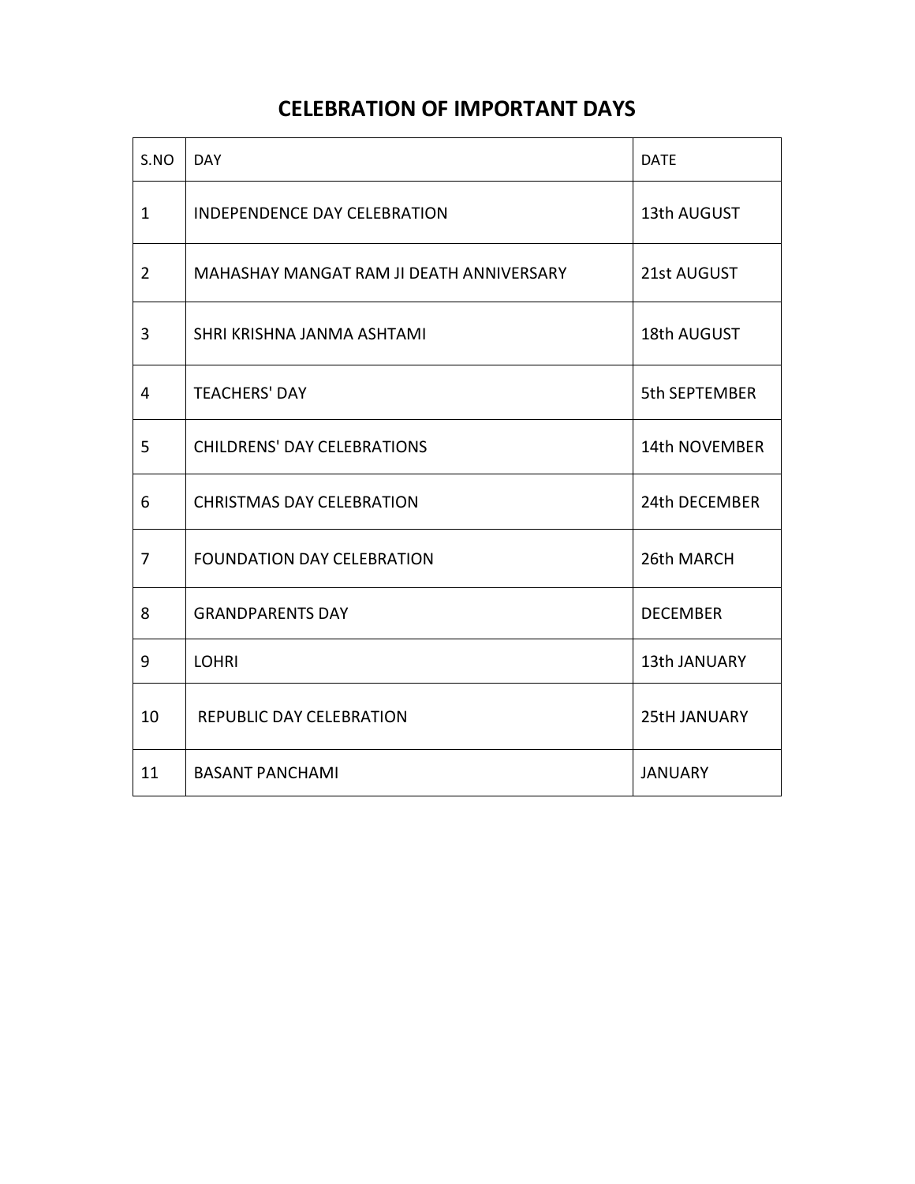# CELEBRATION OF IMPORTANT DAYS

| S.NO | DAY | DATE |
|---|---|---|
| 1 | INDEPENDENCE DAY CELEBRATION | 13th AUGUST |
| 2 | MAHASHAY MANGAT RAM JI DEATH ANNIVERSARY | 21st AUGUST |
| 3 | SHRI KRISHNA JANMA ASHTAMI | 18th AUGUST |
| 4 | TEACHERS' DAY | 5th SEPTEMBER |
| 5 | CHILDRENS' DAY CELEBRATIONS | 14th NOVEMBER |
| 6 | CHRISTMAS DAY CELEBRATION | 24th DECEMBER |
| 7 | FOUNDATION DAY CELEBRATION | 26th MARCH |
| 8 | GRANDPARENTS DAY | DECEMBER |
| 9 | LOHRI | 13th JANUARY |
| 10 | REPUBLIC DAY CELEBRATION | 25tH JANUARY |
| 11 | BASANT PANCHAMI | JANUARY |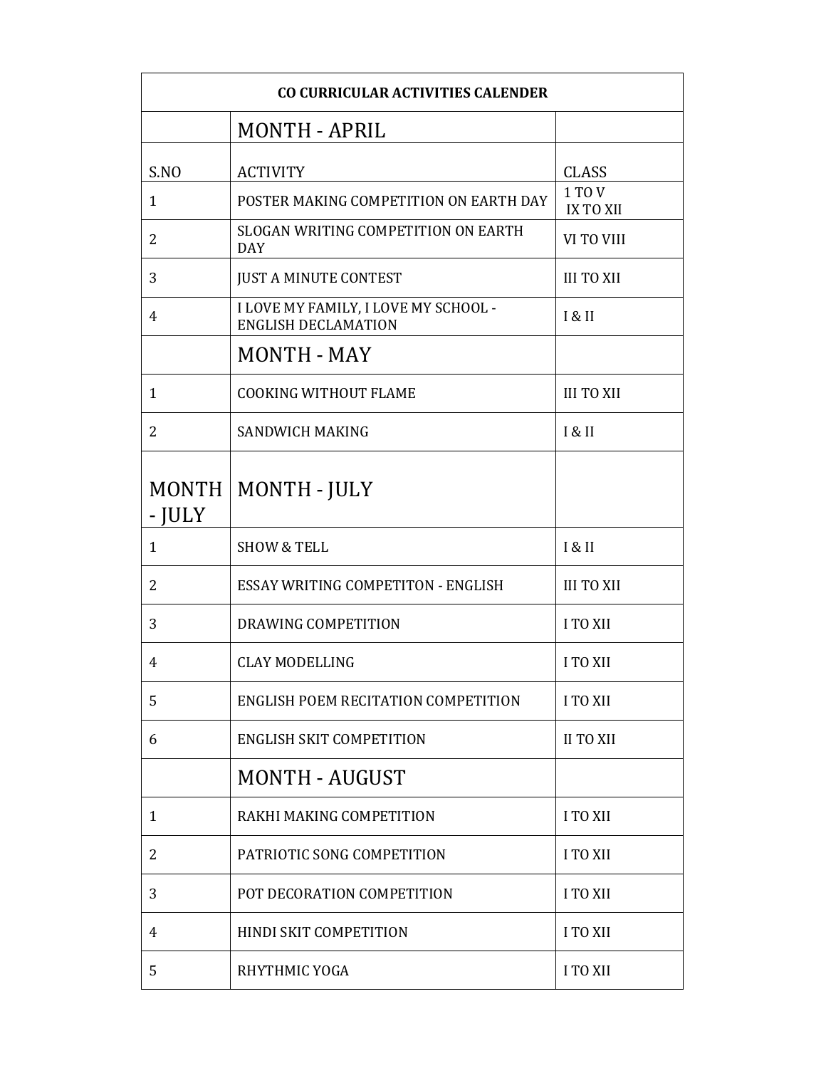| CO CURRICULAR ACTIVITIES CALENDER | | |
|---|---|---|
| | MONTH - APRIL | |
| S.NO | ACTIVITY | CLASS |
| 1 | POSTER MAKING COMPETITION ON EARTH DAY | 1 TO V<br>IX TO XII |
| 2 | SLOGAN WRITING COMPETITION ON EARTH DAY | VI TO VIII |
| 3 | JUST A MINUTE CONTEST | III TO XII |
| 4 | I LOVE MY FAMILY, I LOVE MY SCHOOL - ENGLISH DECLAMATION | I & II |
| | MONTH - MAY | |
| 1 | COOKING WITHOUT FLAME | III TO XII |
| 2 | SANDWICH MAKING | I & II |
| MONTH - JULY | MONTH - JULY | |
| 1 | SHOW & TELL | I & II |
| 2 | ESSAY WRITING COMPETITON - ENGLISH | III TO XII |
| 3 | DRAWING COMPETITION | I TO XII |
| 4 | CLAY MODELLING | I TO XII |
| 5 | ENGLISH POEM RECITATION COMPETITION | I TO XII |
| 6 | ENGLISH SKIT COMPETITION | II TO XII |
| | MONTH - AUGUST | |
| 1 | RAKHI MAKING COMPETITION | I TO XII |
| 2 | PATRIOTIC SONG COMPETITION | I TO XII |
| 3 | POT DECORATION COMPETITION | I TO XII |
| 4 | HINDI SKIT COMPETITION | I TO XII |
| 5 | RHYTHMIC YOGA | I TO XII |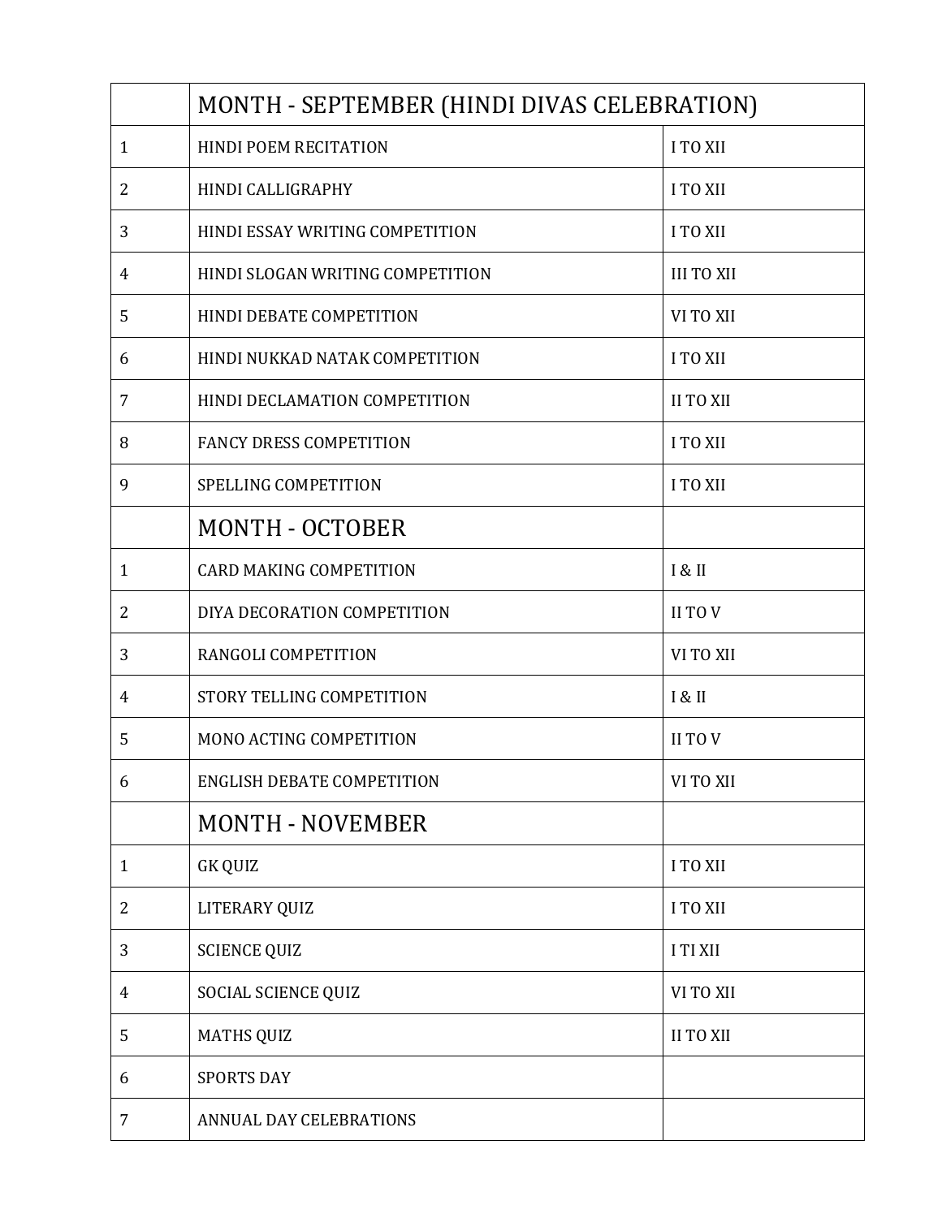| | MONTH - SEPTEMBER (HINDI DIVAS CELEBRATION) | |
|---|---|---|
| 1 | HINDI POEM RECITATION | I TO XII |
| 2 | HINDI CALLIGRAPHY | I TO XII |
| 3 | HINDI ESSAY WRITING COMPETITION | I TO XII |
| 4 | HINDI SLOGAN WRITING COMPETITION | III TO XII |
| 5 | HINDI DEBATE COMPETITION | VI TO XII |
| 6 | HINDI NUKKAD NATAK COMPETITION | I TO XII |
| 7 | HINDI DECLAMATION COMPETITION | II TO XII |
| 8 | FANCY DRESS COMPETITION | I TO XII |
| 9 | SPELLING COMPETITION | I TO XII |
| | MONTH - OCTOBER | |
| 1 | CARD MAKING COMPETITION | I & II |
| 2 | DIYA DECORATION COMPETITION | II TO V |
| 3 | RANGOLI COMPETITION | VI TO XII |
| 4 | STORY TELLING COMPETITION | I & II |
| 5 | MONO ACTING COMPETITION | II TO V |
| 6 | ENGLISH DEBATE COMPETITION | VI TO XII |
| | MONTH - NOVEMBER | |
| 1 | GK QUIZ | I TO XII |
| 2 | LITERARY QUIZ | I TO XII |
| 3 | SCIENCE QUIZ | I TI XII |
| 4 | SOCIAL SCIENCE QUIZ | VI TO XII |
| 5 | MATHS QUIZ | II TO XII |
| 6 | SPORTS DAY | |
| 7 | ANNUAL DAY CELEBRATIONS | |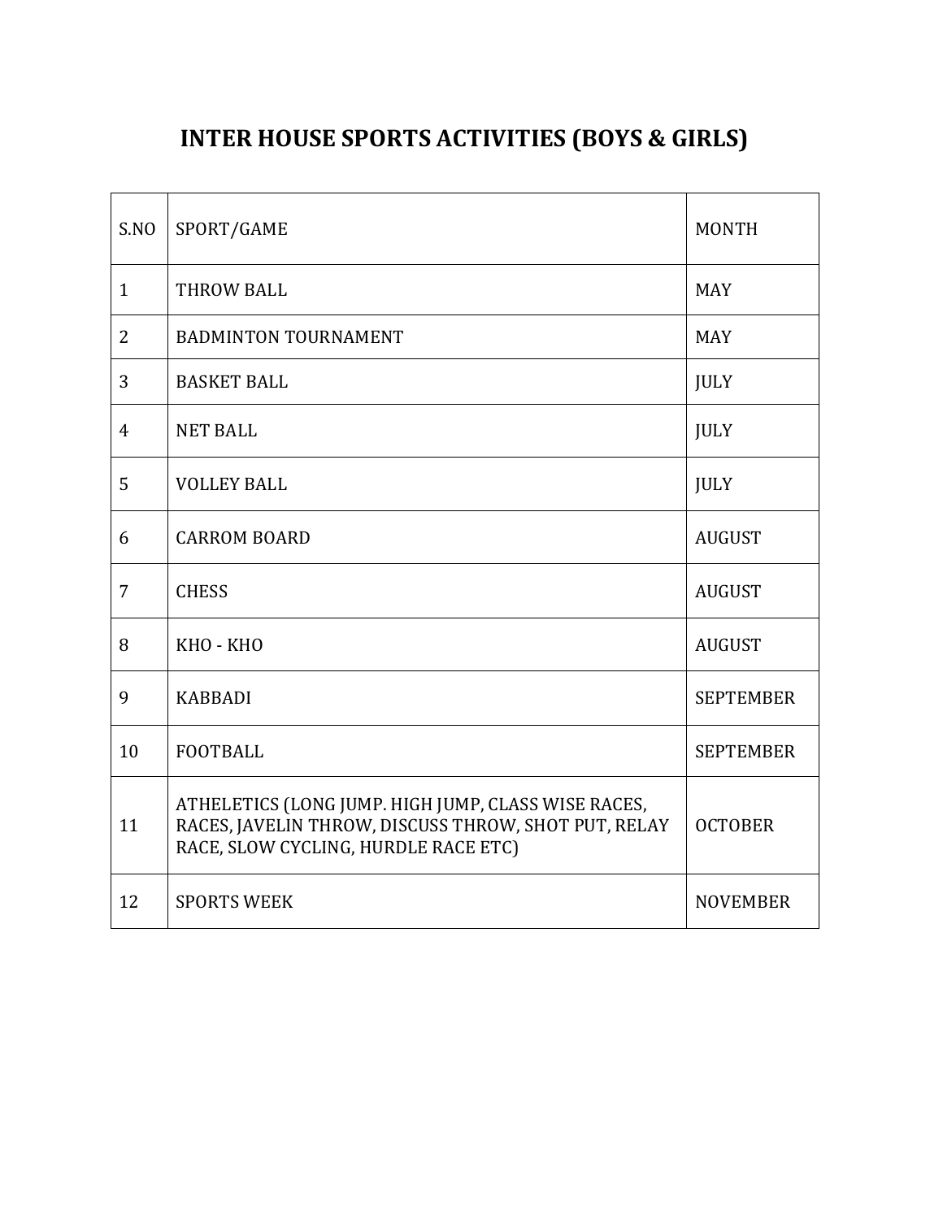# INTER HOUSE SPORTS ACTIVITIES (BOYS & GIRLS)

| S.NO | SPORT/GAME | MONTH |
|---|---|---|
| 1 | THROW BALL | MAY |
| 2 | BADMINTON TOURNAMENT | MAY |
| 3 | BASKET BALL | JULY |
| 4 | NET BALL | JULY |
| 5 | VOLLEY BALL | JULY |
| 6 | CARROM BOARD | AUGUST |
| 7 | CHESS | AUGUST |
| 8 | KHO - KHO | AUGUST |
| 9 | KABBADI | SEPTEMBER |
| 10 | FOOTBALL | SEPTEMBER |
| 11 | ATHELETICS (LONG JUMP. HIGH JUMP, CLASS WISE RACES, RACES, JAVELIN THROW, DISCUSS THROW, SHOT PUT, RELAY RACE, SLOW CYCLING, HURDLE RACE ETC) | OCTOBER |
| 12 | SPORTS WEEK | NOVEMBER |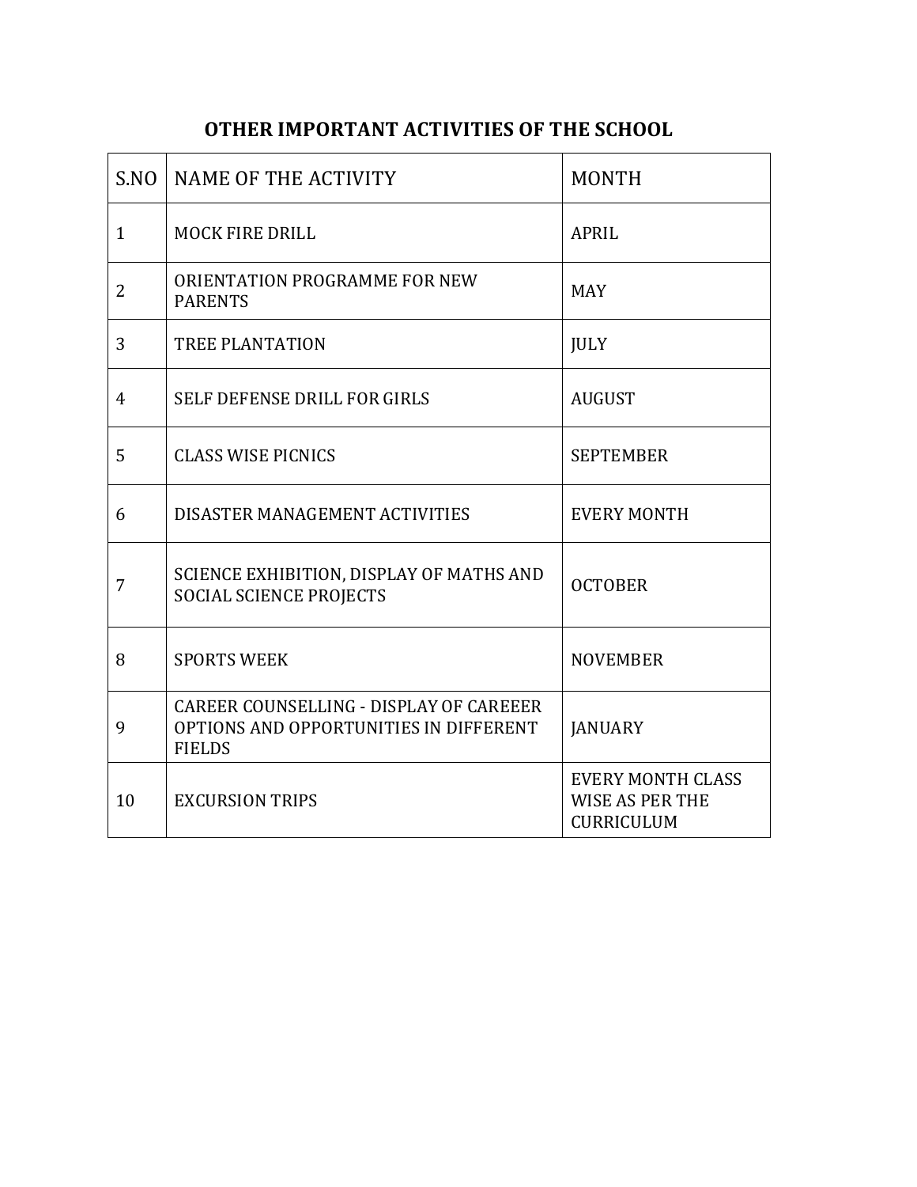## OTHER IMPORTANT ACTIVITIES OF THE SCHOOL

| S.NO | NAME OF THE ACTIVITY | MONTH |
|---|---|---|
| 1 | MOCK FIRE DRILL | APRIL |
| 2 | ORIENTATION PROGRAMME FOR NEW PARENTS | MAY |
| 3 | TREE PLANTATION | JULY |
| 4 | SELF DEFENSE DRILL FOR GIRLS | AUGUST |
| 5 | CLASS WISE PICNICS | SEPTEMBER |
| 6 | DISASTER MANAGEMENT ACTIVITIES | EVERY MONTH |
| 7 | SCIENCE EXHIBITION, DISPLAY OF MATHS AND SOCIAL SCIENCE PROJECTS | OCTOBER |
| 8 | SPORTS WEEK | NOVEMBER |
| 9 | CAREER COUNSELLING - DISPLAY OF CAREEER OPTIONS AND OPPORTUNITIES IN DIFFERENT FIELDS | JANUARY |
| 10 | EXCURSION TRIPS | EVERY MONTH CLASS WISE AS PER THE CURRICULUM |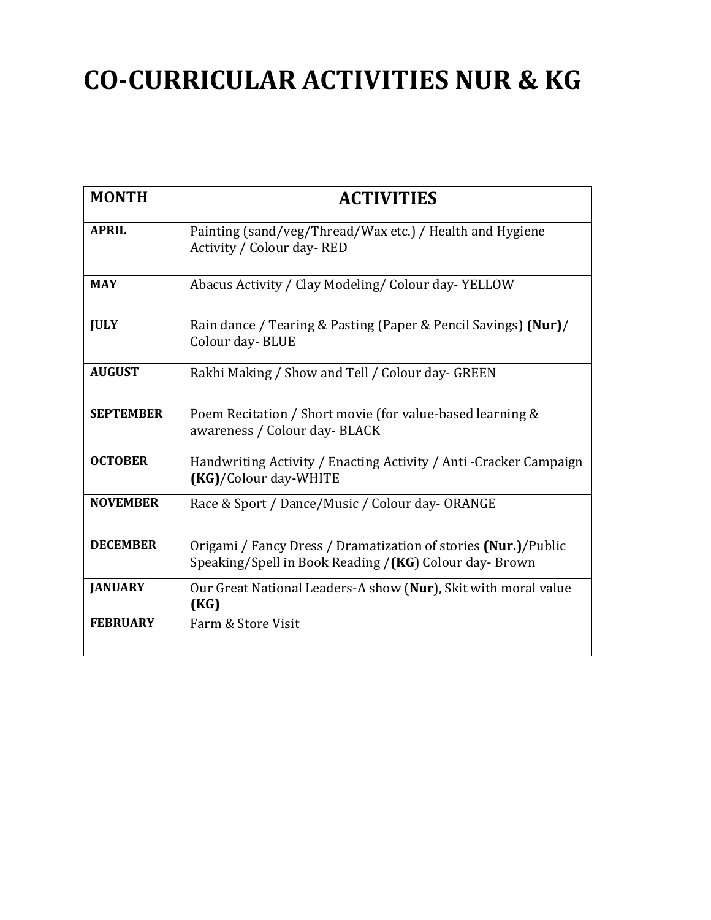# CO-CURRICULAR ACTIVITIES NUR & KG

| MONTH | ACTIVITIES |
|---|---|
| **APRIL** | Painting (sand/veg/Thread/Wax etc.) / Health and Hygiene Activity / Colour day- RED |
| **MAY** | Abacus Activity / Clay Modeling/ Colour day- YELLOW |
| **JULY** | Rain dance / Tearing & Pasting (Paper & Pencil Savings) **(Nur)**/ Colour day- BLUE |
| **AUGUST** | Rakhi Making / Show and Tell / Colour day- GREEN |
| **SEPTEMBER** | Poem Recitation / Short movie (for value-based learning & awareness / Colour day- BLACK |
| **OCTOBER** | Handwriting Activity / Enacting Activity / Anti -Cracker Campaign **(KG)**/Colour day-WHITE |
| **NOVEMBER** | Race & Sport / Dance/Music / Colour day- ORANGE |
| **DECEMBER** | Origami / Fancy Dress / Dramatization of stories **(Nur.)**/Public Speaking/Spell in Book Reading /**(KG)** Colour day- Brown |
| **JANUARY** | Our Great National Leaders-A show (**Nur**), Skit with moral value **(KG)** |
| **FEBRUARY** | Farm & Store Visit |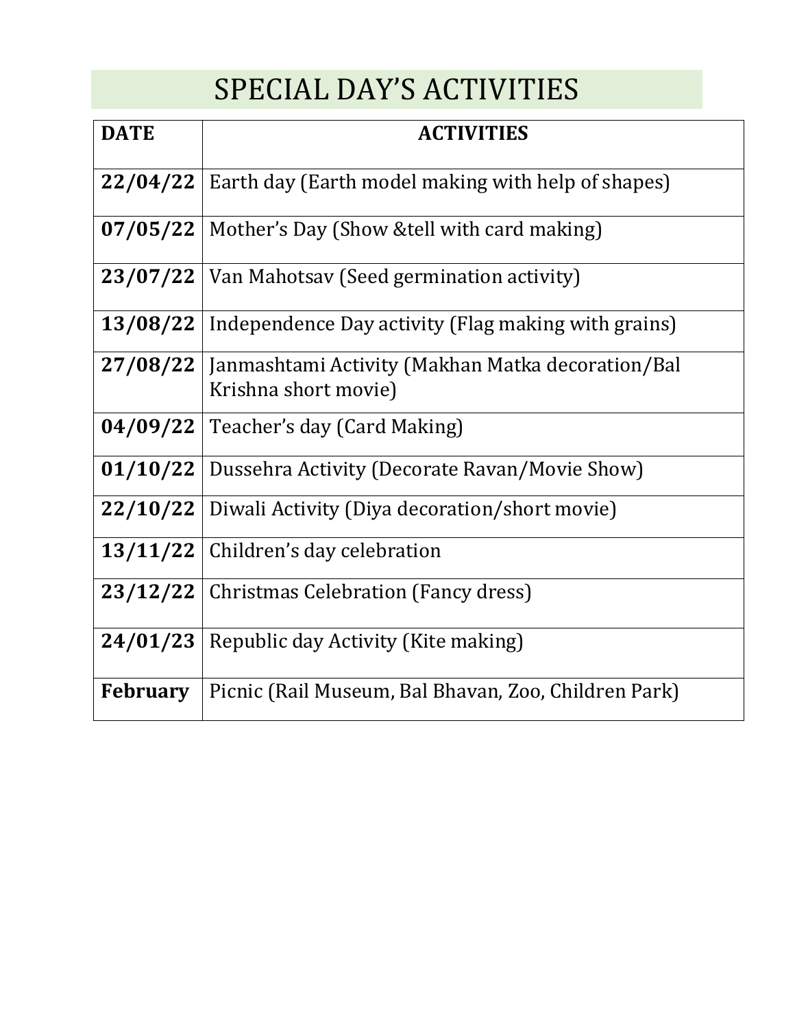# SPECIAL DAY'S ACTIVITIES

| DATE | ACTIVITIES |
|---|---|
| **22/04/22** | Earth day (Earth model making with help of shapes) |
| **07/05/22** | Mother's Day (Show &tell with card making) |
| **23/07/22** | Van Mahotsav (Seed germination activity) |
| **13/08/22** | Independence Day activity (Flag making with grains) |
| **27/08/22** | Janmashtami Activity (Makhan Matka decoration/Bal Krishna short movie) |
| **04/09/22** | Teacher's day (Card Making) |
| **01/10/22** | Dussehra Activity (Decorate Ravan/Movie Show) |
| **22/10/22** | Diwali Activity (Diya decoration/short movie) |
| **13/11/22** | Children's day celebration |
| **23/12/22** | Christmas Celebration (Fancy dress) |
| **24/01/23** | Republic day Activity (Kite making) |
| **February** | Picnic (Rail Museum, Bal Bhavan, Zoo, Children Park) |